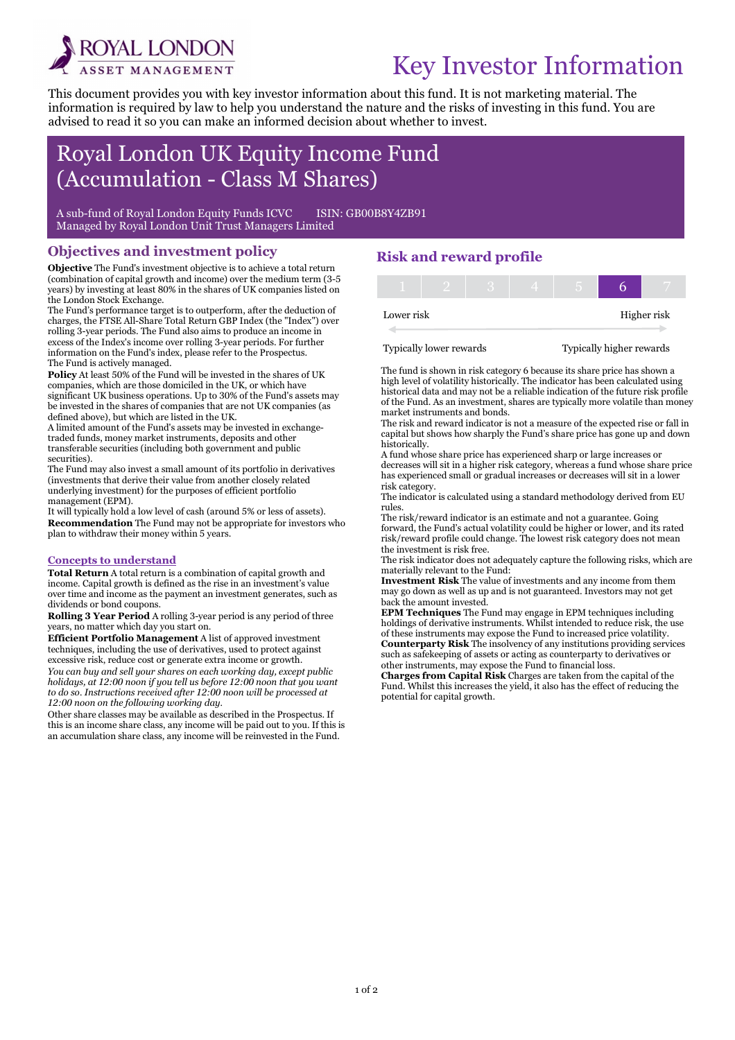ROYAL LONDON ASSET MANAGEMENT

# Key Investor Information

This document provides you with key investor information about this fund. It is not marketing material. The information is required by law to help you understand the nature and the risks of investing in this fund. You are advised to read it so you can make an informed decision about whether to invest.

## Royal London UK Equity Income Fund (Accumulation - Class M Shares)

A sub-fund of Royal London Equity Funds ICVC    ISIN: GB00B8Y4ZB91
Managed by Royal London Unit Trust Managers Limited

### Objectives and investment policy

**Objective** The Fund's investment objective is to achieve a total return (combination of capital growth and income) over the medium term (3-5 years) by investing at least 80% in the shares of UK companies listed on the London Stock Exchange.

The Fund's performance target is to outperform, after the deduction of charges, the FTSE All-Share Total Return GBP Index (the "Index") over rolling 3-year periods. The Fund also aims to produce an income in excess of the Index's income over rolling 3-year periods. For further information on the Fund's index, please refer to the Prospectus.

The Fund is actively managed.

**Policy** At least 50% of the Fund will be invested in the shares of UK companies, which are those domiciled in the UK, or which have significant UK business operations. Up to 30% of the Fund's assets may be invested in the shares of companies that are not UK companies (as defined above), but which are listed in the UK.

A limited amount of the Fund's assets may be invested in exchange-traded funds, money market instruments, deposits and other transferable securities (including both government and public securities).

The Fund may also invest a small amount of its portfolio in derivatives (investments that derive their value from another closely related underlying investment) for the purposes of efficient portfolio management (EPM).

It will typically hold a low level of cash (around 5% or less of assets).

**Recommendation** The Fund may not be appropriate for investors who plan to withdraw their money within 5 years.

#### Concepts to understand

**Total Return** A total return is a combination of capital growth and income. Capital growth is defined as the rise in an investment's value over time and income as the payment an investment generates, such as dividends or bond coupons.

**Rolling 3 Year Period** A rolling 3-year period is any period of three years, no matter which day you start on.

**Efficient Portfolio Management** A list of approved investment techniques, including the use of derivatives, used to protect against excessive risk, reduce cost or generate extra income or growth.

*You can buy and sell your shares on each working day, except public holidays, at 12:00 noon if you tell us before 12:00 noon that you want to do so. Instructions received after 12:00 noon will be processed at 12:00 noon on the following working day.*

Other share classes may be available as described in the Prospectus. If this is an income share class, any income will be paid out to you. If this is an accumulation share class, any income will be reinvested in the Fund.

### Risk and reward profile

| 1 | 2 | 3 | 4 | 5 | **6** | 7 |
|---|---|---|---|---|---|---|

Lower risk — Higher risk

Typically lower rewards — Typically higher rewards

The fund is shown in risk category 6 because its share price has shown a high level of volatility historically. The indicator has been calculated using historical data and may not be a reliable indication of the future risk profile of the Fund. As an investment, shares are typically more volatile than money market instruments and bonds.

The risk and reward indicator is not a measure of the expected rise or fall in capital but shows how sharply the Fund's share price has gone up and down historically.

A fund whose share price has experienced sharp or large increases or decreases will sit in a higher risk category, whereas a fund whose share price has experienced small or gradual increases or decreases will sit in a lower risk category.

The indicator is calculated using a standard methodology derived from EU rules.

The risk/reward indicator is an estimate and not a guarantee. Going forward, the Fund's actual volatility could be higher or lower, and its rated risk/reward profile could change. The lowest risk category does not mean the investment is risk free.

The risk indicator does not adequately capture the following risks, which are materially relevant to the Fund:

**Investment Risk** The value of investments and any income from them may go down as well as up and is not guaranteed. Investors may not get back the amount invested.

**EPM Techniques** The Fund may engage in EPM techniques including holdings of derivative instruments. Whilst intended to reduce risk, the use of these instruments may expose the Fund to increased price volatility.

**Counterparty Risk** The insolvency of any institutions providing services such as safekeeping of assets or acting as counterparty to derivatives or other instruments, may expose the Fund to financial loss.

**Charges from Capital Risk** Charges are taken from the capital of the Fund. Whilst this increases the yield, it also has the effect of reducing the potential for capital growth.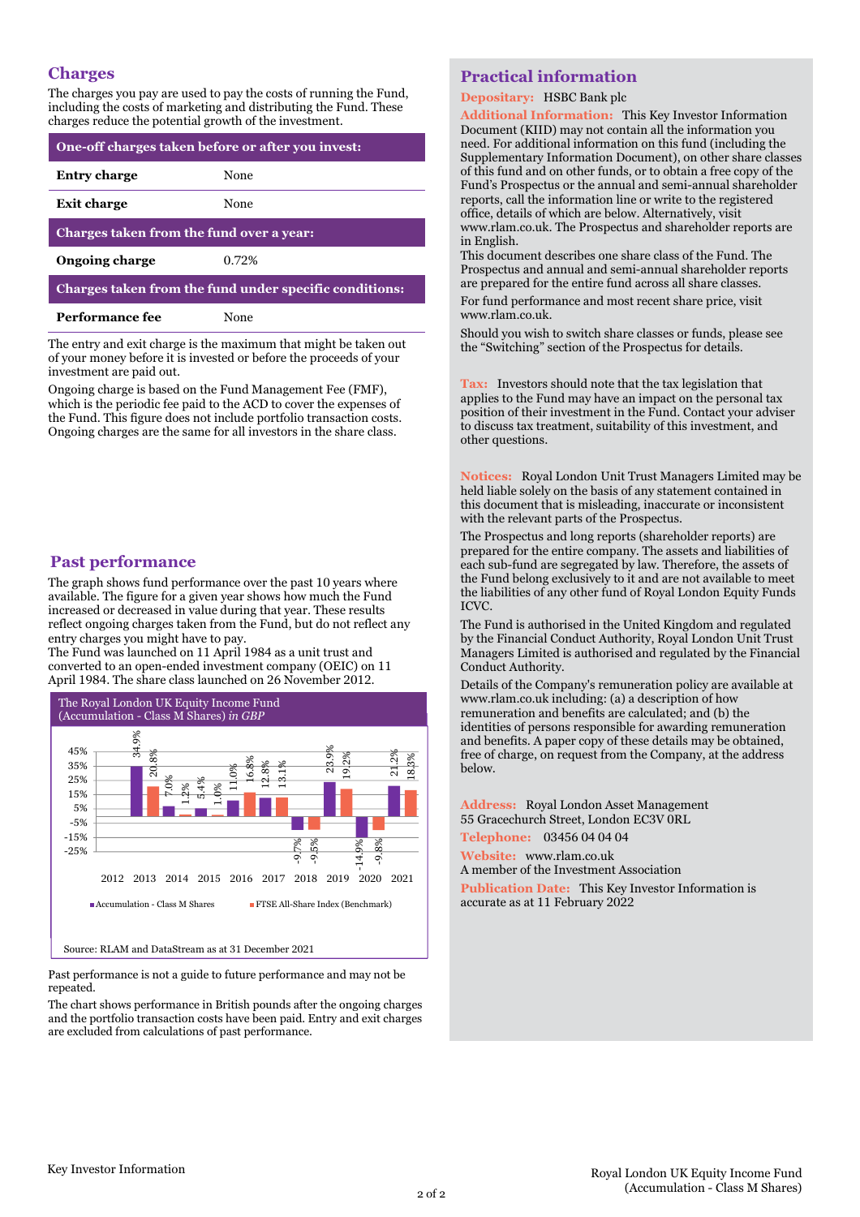## Charges

The charges you pay are used to pay the costs of running the Fund, including the costs of marketing and distributing the Fund. These charges reduce the potential growth of the investment.

| One-off charges taken before or after you invest: | |
|---|---|
| **Entry charge** | None |
| **Exit charge** | None |
| **Charges taken from the fund over a year:** | |
| **Ongoing charge** | 0.72% |
| **Charges taken from the fund under specific conditions:** | |
| **Performance fee** | None |

The entry and exit charge is the maximum that might be taken out of your money before it is invested or before the proceeds of your investment are paid out.

Ongoing charge is based on the Fund Management Fee (FMF), which is the periodic fee paid to the ACD to cover the expenses of the Fund. This figure does not include portfolio transaction costs. Ongoing charges are the same for all investors in the share class.

## Past performance

The graph shows fund performance over the past 10 years where available. The figure for a given year shows how much the Fund increased or decreased in value during that year. These results reflect ongoing charges taken from the Fund, but do not reflect any entry charges you might have to pay.

The Fund was launched on 11 April 1984 as a unit trust and converted to an open-ended investment company (OEIC) on 11 April 1984. The share class launched on 26 November 2012.

The Royal London UK Equity Income Fund (Accumulation - Class M Shares) *in GBP*

45%
35%
25%
15%
5%
-5%
-15%
-25%

2012 2013 2014 2015 2016 2017 2018 2019 2020 2021

34.9% 20.8% 7.0% 1.2% 5.4% 1.0% 11.0% 16.8% 12.8% 13.1% -9.7% -9.5% 23.9% 19.2% -14.9% -9.8% 21.2% 18.3%

Accumulation - Class M Shares
FTSE All-Share Index (Benchmark)

Source: RLAM and DataStream as at 31 December 2021

Past performance is not a guide to future performance and may not be repeated.

The chart shows performance in British pounds after the ongoing charges and the portfolio transaction costs have been paid. Entry and exit charges are excluded from calculations of past performance.

## Practical information

**Depositary:** HSBC Bank plc

**Additional Information:** This Key Investor Information Document (KIID) may not contain all the information you need. For additional information on this fund (including the Supplementary Information Document), on other share classes of this fund and on other funds, or to obtain a free copy of the Fund's Prospectus or the annual and semi-annual shareholder reports, call the information line or write to the registered office, details of which are below. Alternatively, visit www.rlam.co.uk. The Prospectus and shareholder reports are in English.

This document describes one share class of the Fund. The Prospectus and annual and semi-annual shareholder reports are prepared for the entire fund across all share classes.

For fund performance and most recent share price, visit www.rlam.co.uk.

Should you wish to switch share classes or funds, please see the "Switching" section of the Prospectus for details.

**Tax:** Investors should note that the tax legislation that applies to the Fund may have an impact on the personal tax position of their investment in the Fund. Contact your adviser to discuss tax treatment, suitability of this investment, and other questions.

**Notices:** Royal London Unit Trust Managers Limited may be held liable solely on the basis of any statement contained in this document that is misleading, inaccurate or inconsistent with the relevant parts of the Prospectus.

The Prospectus and long reports (shareholder reports) are prepared for the entire company. The assets and liabilities of each sub-fund are segregated by law. Therefore, the assets of the Fund belong exclusively to it and are not available to meet the liabilities of any other fund of Royal London Equity Funds ICVC.

The Fund is authorised in the United Kingdom and regulated by the Financial Conduct Authority, Royal London Unit Trust Managers Limited is authorised and regulated by the Financial Conduct Authority.

Details of the Company's remuneration policy are available at www.rlam.co.uk including: (a) a description of how remuneration and benefits are calculated; and (b) the identities of persons responsible for awarding remuneration and benefits. A paper copy of these details may be obtained, free of charge, on request from the Company, at the address below.

**Address:** Royal London Asset Management
55 Gracechurch Street, London EC3V 0RL

**Telephone:** 03456 04 04 04

**Website:** www.rlam.co.uk
A member of the Investment Association

**Publication Date:** This Key Investor Information is accurate as at 11 February 2022